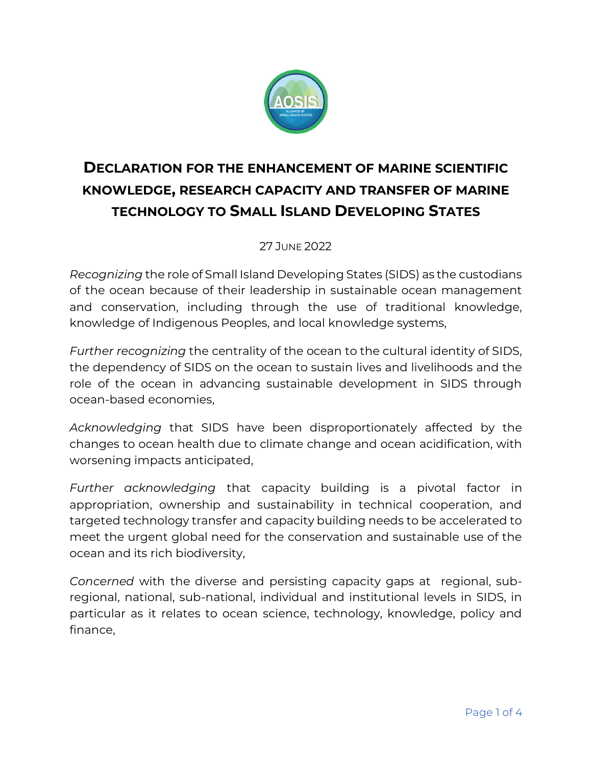# Declaration for the enhancement of marine scientific knowledge, research capacity and transfer of marine technology to Small Island Developing States

27 June 2022

*Recognizing* the role of Small Island Developing States (SIDS) as the custodians of the ocean because of their leadership in sustainable ocean management and conservation, including through the use of traditional knowledge, knowledge of Indigenous Peoples, and local knowledge systems,

*Further recognizing* the centrality of the ocean to the cultural identity of SIDS, the dependency of SIDS on the ocean to sustain lives and livelihoods and the role of the ocean in advancing sustainable development in SIDS through ocean-based economies,

*Acknowledging* that SIDS have been disproportionately affected by the changes to ocean health due to climate change and ocean acidification, with worsening impacts anticipated,

*Further acknowledging* that capacity building is a pivotal factor in appropriation, ownership and sustainability in technical cooperation, and targeted technology transfer and capacity building needs to be accelerated to meet the urgent global need for the conservation and sustainable use of the ocean and its rich biodiversity,

*Concerned* with the diverse and persisting capacity gaps at regional, sub-regional, national, sub-national, individual and institutional levels in SIDS, in particular as it relates to ocean science, technology, knowledge, policy and finance,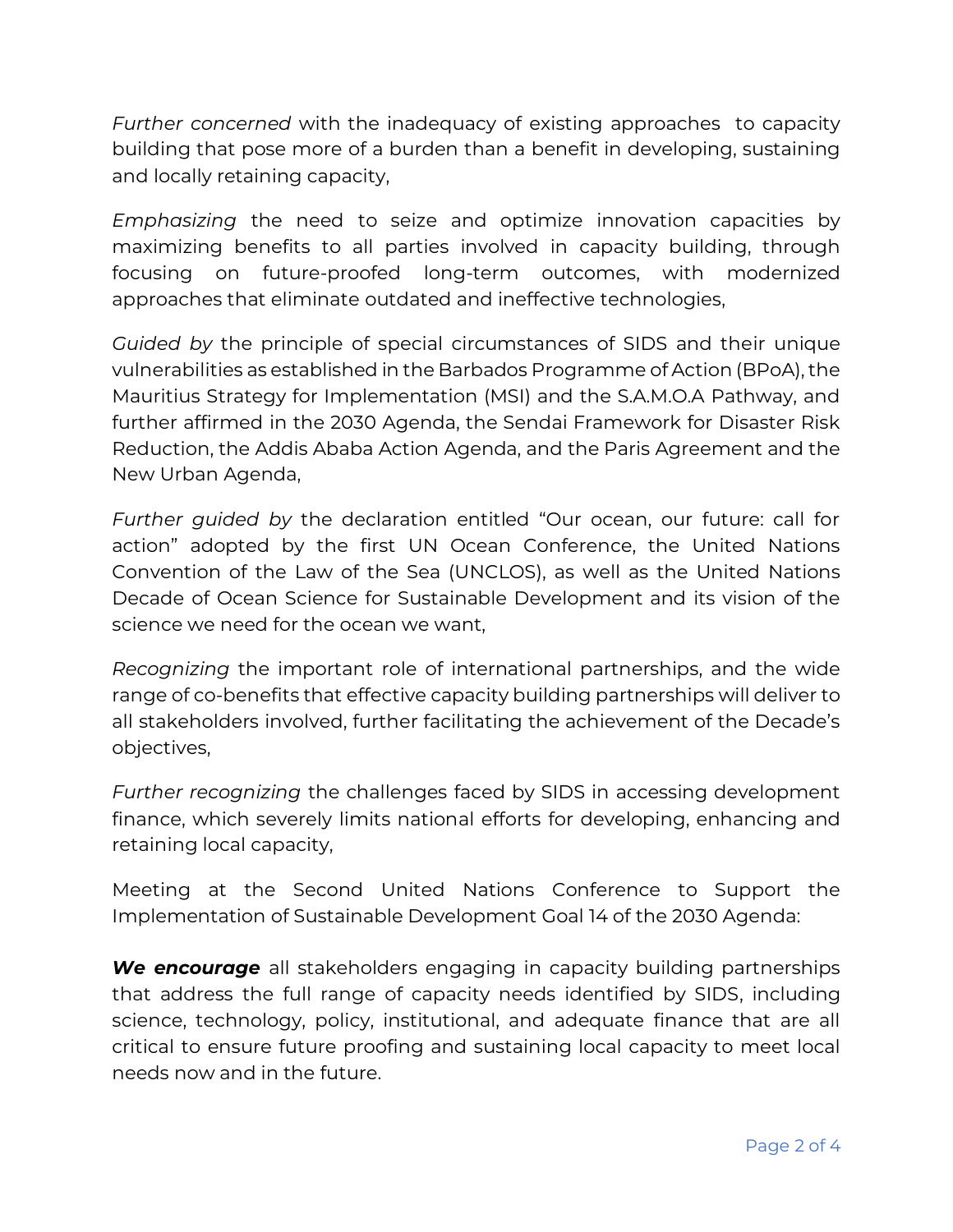*Further concerned* with the inadequacy of existing approaches  to capacity building that pose more of a burden than a benefit in developing, sustaining and locally retaining capacity,

*Emphasizing* the need to seize and optimize innovation capacities by maximizing benefits to all parties involved in capacity building, through focusing on future-proofed long-term outcomes, with modernized approaches that eliminate outdated and ineffective technologies,

*Guided by* the principle of special circumstances of SIDS and their unique vulnerabilities as established in the Barbados Programme of Action (BPoA), the Mauritius Strategy for Implementation (MSI) and the S.A.M.O.A Pathway, and further affirmed in the 2030 Agenda, the Sendai Framework for Disaster Risk Reduction, the Addis Ababa Action Agenda, and the Paris Agreement and the New Urban Agenda,

*Further guided by* the declaration entitled "Our ocean, our future: call for action" adopted by the first UN Ocean Conference, the United Nations Convention of the Law of the Sea (UNCLOS), as well as the United Nations Decade of Ocean Science for Sustainable Development and its vision of the science we need for the ocean we want,

*Recognizing* the important role of international partnerships, and the wide range of co-benefits that effective capacity building partnerships will deliver to all stakeholders involved, further facilitating the achievement of the Decade's objectives,

*Further recognizing* the challenges faced by SIDS in accessing development finance, which severely limits national efforts for developing, enhancing and retaining local capacity,

Meeting at the Second United Nations Conference to Support the Implementation of Sustainable Development Goal 14 of the 2030 Agenda:

***We encourage*** all stakeholders engaging in capacity building partnerships that address the full range of capacity needs identified by SIDS, including science, technology, policy, institutional, and adequate finance that are all critical to ensure future proofing and sustaining local capacity to meet local needs now and in the future.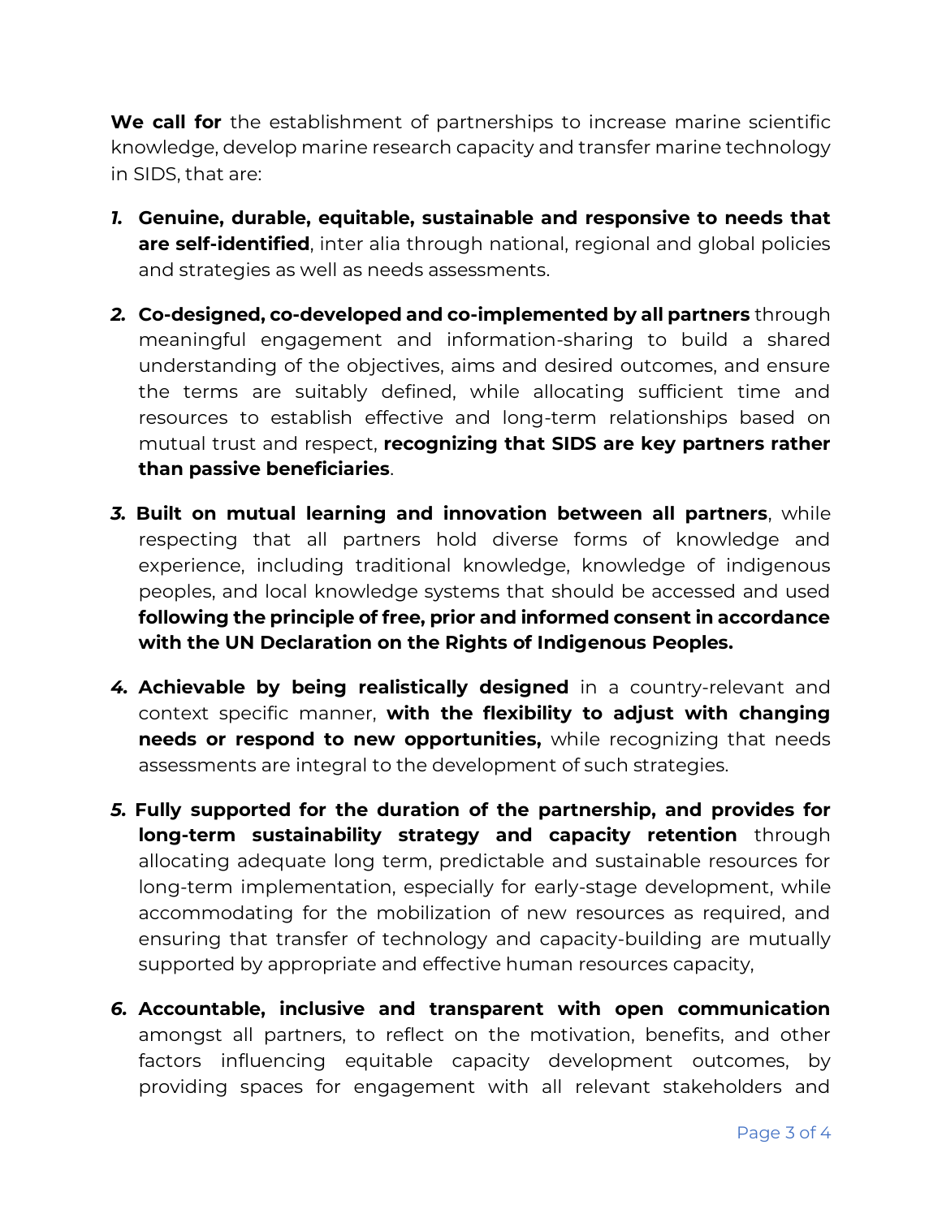**We call for** the establishment of partnerships to increase marine scientific knowledge, develop marine research capacity and transfer marine technology in SIDS, that are:

1. **Genuine, durable, equitable, sustainable and responsive to needs that are self-identified**, inter alia through national, regional and global policies and strategies as well as needs assessments.

2. **Co-designed, co-developed and co-implemented by all partners** through meaningful engagement and information-sharing to build a shared understanding of the objectives, aims and desired outcomes, and ensure the terms are suitably defined, while allocating sufficient time and resources to establish effective and long-term relationships based on mutual trust and respect, **recognizing that SIDS are key partners rather than passive beneficiaries**.

3. **Built on mutual learning and innovation between all partners**, while respecting that all partners hold diverse forms of knowledge and experience, including traditional knowledge, knowledge of indigenous peoples, and local knowledge systems that should be accessed and used **following the principle of free, prior and informed consent in accordance with the UN Declaration on the Rights of Indigenous Peoples.**

4. **Achievable by being realistically designed** in a country-relevant and context specific manner, **with the flexibility to adjust with changing needs or respond to new opportunities,** while recognizing that needs assessments are integral to the development of such strategies.

5. **Fully supported for the duration of the partnership, and provides for long-term sustainability strategy and capacity retention** through allocating adequate long term, predictable and sustainable resources for long-term implementation, especially for early-stage development, while accommodating for the mobilization of new resources as required, and ensuring that transfer of technology and capacity-building are mutually supported by appropriate and effective human resources capacity,

6. **Accountable, inclusive and transparent with open communication** amongst all partners, to reflect on the motivation, benefits, and other factors influencing equitable capacity development outcomes, by providing spaces for engagement with all relevant stakeholders and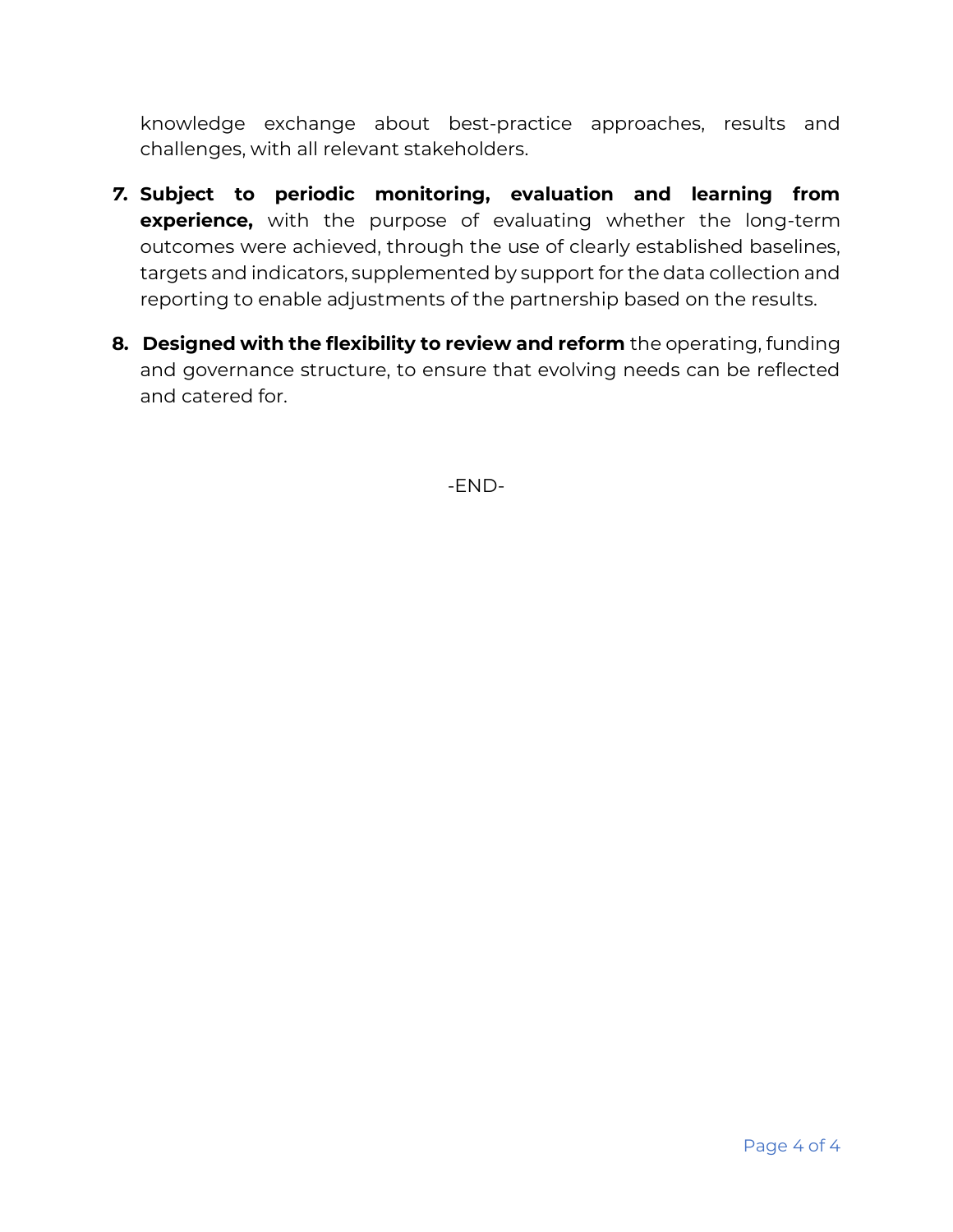knowledge exchange about best-practice approaches, results and challenges, with all relevant stakeholders.

7. **Subject to periodic monitoring, evaluation and learning from experience,** with the purpose of evaluating whether the long-term outcomes were achieved, through the use of clearly established baselines, targets and indicators, supplemented by support for the data collection and reporting to enable adjustments of the partnership based on the results.

8. **Designed with the flexibility to review and reform** the operating, funding and governance structure, to ensure that evolving needs can be reflected and catered for.

-END-